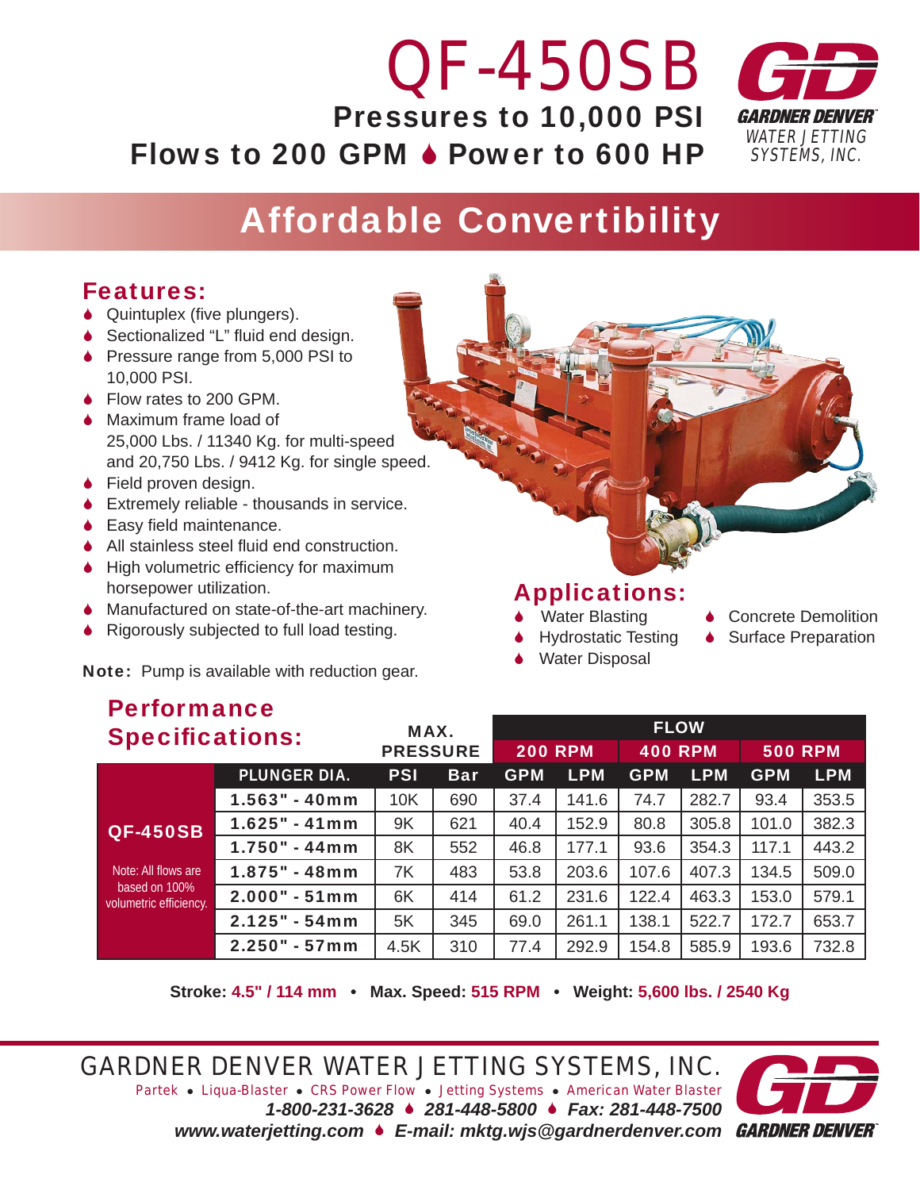# QF-450SB

**Pressures to 10,000 PSI**

**Flows to 200 GPM ♦ Power to 600 HP**

GARDNER DENVER WATER JETTING SYSTEMS, INC.

## Affordable Convertibility

### Features:

- Quintuplex (five plungers).
- Sectionalized "L" fluid end design.
- Pressure range from 5,000 PSI to 10,000 PSI.
- Flow rates to 200 GPM.
- Maximum frame load of 25,000 Lbs. / 11340 Kg. for multi-speed and 20,750 Lbs. / 9412 Kg. for single speed.
- Field proven design.
- Extremely reliable - thousands in service.
- Easy field maintenance.
- All stainless steel fluid end construction.
- High volumetric efficiency for maximum horsepower utilization.
- Manufactured on state-of-the-art machinery.
- Rigorously subjected to full load testing.

**Note:** Pump is available with reduction gear.

### Applications:

- Water Blasting
- Hydrostatic Testing
- Water Disposal
- Concrete Demolition
- Surface Preparation

### Performance Specifications:

| | | MAX. PRESSURE | | FLOW | | | | | |
|---|---|---|---|---|---|---|---|---|---|
| | | | | 200 RPM | | 400 RPM | | 500 RPM | |
| | PLUNGER DIA. | PSI | Bar | GPM | LPM | GPM | LPM | GPM | LPM |
| QF-450SB | 1.563" - 40mm | 10K | 690 | 37.4 | 141.6 | 74.7 | 282.7 | 93.4 | 353.5 |
| | 1.625" - 41mm | 9K | 621 | 40.4 | 152.9 | 80.8 | 305.8 | 101.0 | 382.3 |
| | 1.750" - 44mm | 8K | 552 | 46.8 | 177.1 | 93.6 | 354.3 | 117.1 | 443.2 |
| Note: All flows are based on 100% volumetric efficiency. | 1.875" - 48mm | 7K | 483 | 53.8 | 203.6 | 107.6 | 407.3 | 134.5 | 509.0 |
| | 2.000" - 51mm | 6K | 414 | 61.2 | 231.6 | 122.4 | 463.3 | 153.0 | 579.1 |
| | 2.125" - 54mm | 5K | 345 | 69.0 | 261.1 | 138.1 | 522.7 | 172.7 | 653.7 |
| | 2.250" - 57mm | 4.5K | 310 | 77.4 | 292.9 | 154.8 | 585.9 | 193.6 | 732.8 |

**Stroke:** 4.5" / 114 mm • **Max. Speed:** 515 RPM • **Weight:** 5,600 lbs. / 2540 Kg

GARDNER DENVER WATER JETTING SYSTEMS, INC.

Partek • Liqua-Blaster • CRS Power Flow • Jetting Systems • American Water Blaster

*1-800-231-3628 ♦ 281-448-5800 ♦ Fax: 281-448-7500*

*www.waterjetting.com ♦ E-mail: mktg.wjs@gardnerdenver.com*

GARDNER DENVER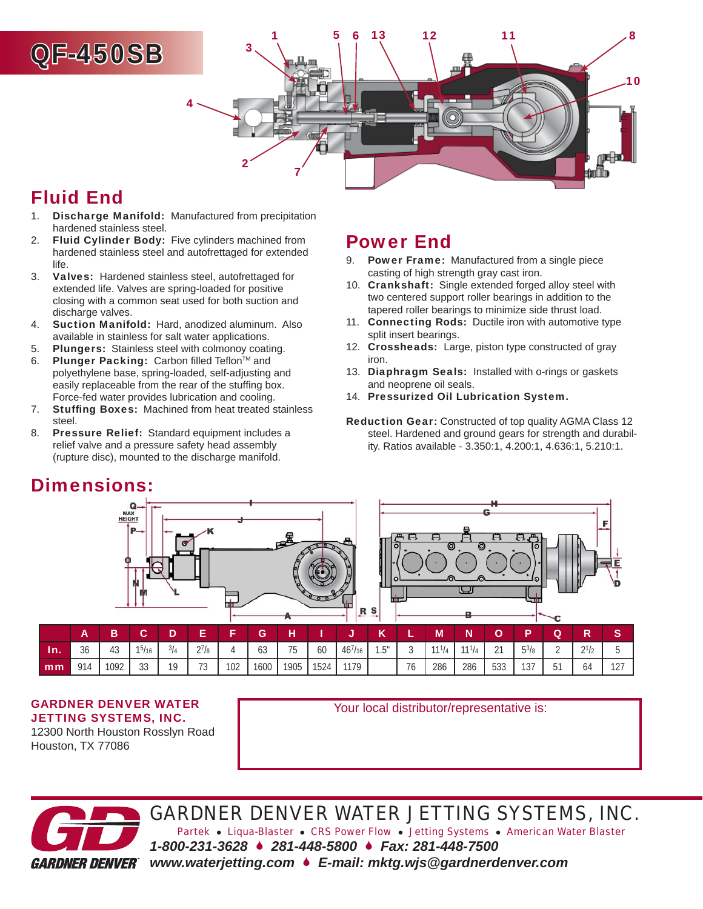# QF-450SB

## Fluid End

1. **Discharge Manifold:** Manufactured from precipitation hardened stainless steel.
2. **Fluid Cylinder Body:** Five cylinders machined from hardened stainless steel and autofrettaged for extended life.
3. **Valves:** Hardened stainless steel, autofrettaged for extended life. Valves are spring-loaded for positive closing with a common seat used for both suction and discharge valves.
4. **Suction Manifold:** Hard, anodized aluminum. Also available in stainless for salt water applications.
5. **Plungers:** Stainless steel with colmonoy coating.
6. **Plunger Packing:** Carbon filled Teflon™ and polyethylene base, spring-loaded, self-adjusting and easily replaceable from the rear of the stuffing box. Force-fed water provides lubrication and cooling.
7. **Stuffing Boxes:** Machined from heat treated stainless steel.
8. **Pressure Relief:** Standard equipment includes a relief valve and a pressure safety head assembly (rupture disc), mounted to the discharge manifold.

## Power End

9. **Power Frame:** Manufactured from a single piece casting of high strength gray cast iron.
10. **Crankshaft:** Single extended forged alloy steel with two centered support roller bearings in addition to the tapered roller bearings to minimize side thrust load.
11. **Connecting Rods:** Ductile iron with automotive type split insert bearings.
12. **Crossheads:** Large, piston type constructed of gray iron.
13. **Diaphragm Seals:** Installed with o-rings or gaskets and neoprene oil seals.
14. **Pressurized Oil Lubrication System.**

**Reduction Gear:** Constructed of top quality AGMA Class 12 steel. Hardened and ground gears for strength and durability. Ratios available - 3.350:1, 4.200:1, 4.636:1, 5.210:1.

## Dimensions:

| | A | B | C | D | E | F | G | H | I | J | K | L | M | N | O | P | Q | R | S |
|---|---|---|---|---|---|---|---|---|---|---|---|---|---|---|---|---|---|---|---|
| In. | 36 | 43 | 1 5/16 | 3/4 | 2 7/8 | 4 | 63 | 75 | 60 | 46 7/16 | 1.5" | 3 | 11 1/4 | 11 1/4 | 21 | 5 3/8 | 2 | 2 1/2 | 5 |
| mm | 914 | 1092 | 33 | 19 | 73 | 102 | 1600 | 1905 | 1524 | 1179 | | 76 | 286 | 286 | 533 | 137 | 51 | 64 | 127 |

**GARDNER DENVER WATER JETTING SYSTEMS, INC.**
12300 North Houston Rosslyn Road
Houston, TX 77086

Your local distributor/representative is:

GARDNER DENVER WATER JETTING SYSTEMS, INC.
Partek • Liqua-Blaster • CRS Power Flow • Jetting Systems • American Water Blaster
*1-800-231-3628 ♦ 281-448-5800 ♦ Fax: 281-448-7500*
*www.waterjetting.com ♦ E-mail: mktg.wjs@gardnerdenver.com*